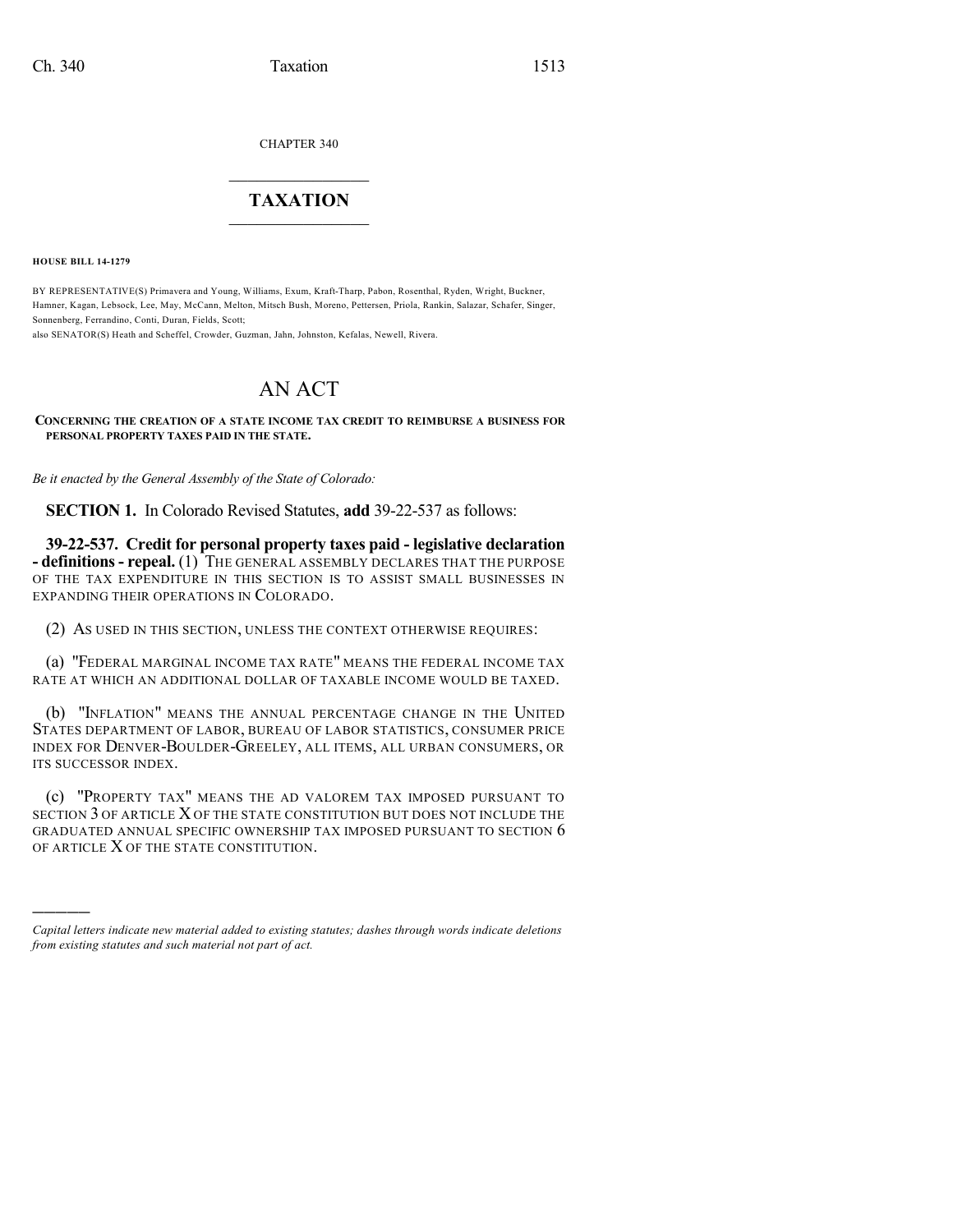CHAPTER 340

# TAXATION

**HOUSE BILL 14-1279**

BY REPRESENTATIVE(S) Primavera and Young, Williams, Exum, Kraft-Tharp, Pabon, Rosenthal, Ryden, Wright, Buckner, Hamner, Kagan, Lebsock, Lee, May, McCann, Melton, Mitsch Bush, Moreno, Pettersen, Priola, Rankin, Salazar, Schafer, Singer, Sonnenberg, Ferrandino, Conti, Duran, Fields, Scott;
also SENATOR(S) Heath and Scheffel, Crowder, Guzman, Jahn, Johnston, Kefalas, Newell, Rivera.

# AN ACT

**CONCERNING THE CREATION OF A STATE INCOME TAX CREDIT TO REIMBURSE A BUSINESS FOR PERSONAL PROPERTY TAXES PAID IN THE STATE.**

*Be it enacted by the General Assembly of the State of Colorado:*

**SECTION 1.** In Colorado Revised Statutes, **add** 39-22-537 as follows:

**39-22-537. Credit for personal property taxes paid - legislative declaration - definitions - repeal.** (1) THE GENERAL ASSEMBLY DECLARES THAT THE PURPOSE OF THE TAX EXPENDITURE IN THIS SECTION IS TO ASSIST SMALL BUSINESSES IN EXPANDING THEIR OPERATIONS IN COLORADO.

(2) AS USED IN THIS SECTION, UNLESS THE CONTEXT OTHERWISE REQUIRES:

(a) "FEDERAL MARGINAL INCOME TAX RATE" MEANS THE FEDERAL INCOME TAX RATE AT WHICH AN ADDITIONAL DOLLAR OF TAXABLE INCOME WOULD BE TAXED.

(b) "INFLATION" MEANS THE ANNUAL PERCENTAGE CHANGE IN THE UNITED STATES DEPARTMENT OF LABOR, BUREAU OF LABOR STATISTICS, CONSUMER PRICE INDEX FOR DENVER-BOULDER-GREELEY, ALL ITEMS, ALL URBAN CONSUMERS, OR ITS SUCCESSOR INDEX.

(c) "PROPERTY TAX" MEANS THE AD VALOREM TAX IMPOSED PURSUANT TO SECTION 3 OF ARTICLE X OF THE STATE CONSTITUTION BUT DOES NOT INCLUDE THE GRADUATED ANNUAL SPECIFIC OWNERSHIP TAX IMPOSED PURSUANT TO SECTION 6 OF ARTICLE X OF THE STATE CONSTITUTION.

---

*Capital letters indicate new material added to existing statutes; dashes through words indicate deletions from existing statutes and such material not part of act.*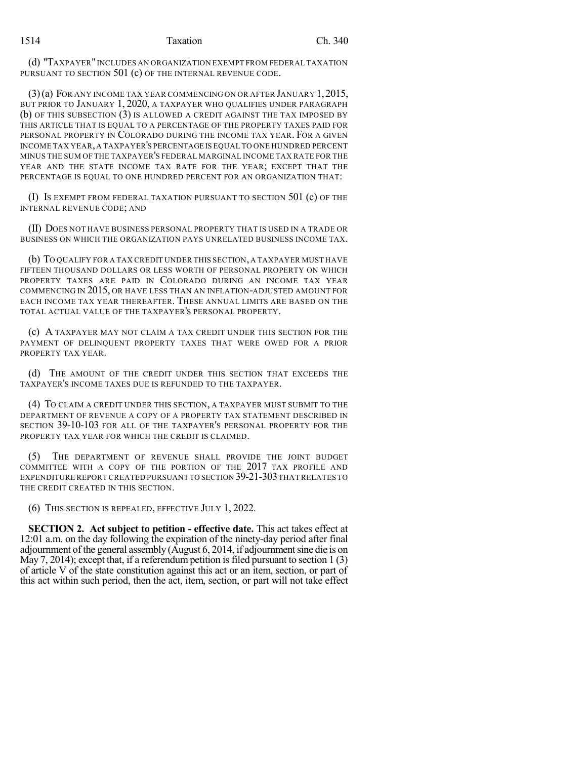(d) "TAXPAYER" INCLUDES AN ORGANIZATION EXEMPT FROM FEDERAL TAXATION PURSUANT TO SECTION 501 (c) OF THE INTERNAL REVENUE CODE.

(3) (a) FOR ANY INCOME TAX YEAR COMMENCING ON OR AFTER JANUARY 1, 2015, BUT PRIOR TO JANUARY 1, 2020, A TAXPAYER WHO QUALIFIES UNDER PARAGRAPH (b) OF THIS SUBSECTION (3) IS ALLOWED A CREDIT AGAINST THE TAX IMPOSED BY THIS ARTICLE THAT IS EQUAL TO A PERCENTAGE OF THE PROPERTY TAXES PAID FOR PERSONAL PROPERTY IN COLORADO DURING THE INCOME TAX YEAR. FOR A GIVEN INCOME TAX YEAR, A TAXPAYER'S PERCENTAGE IS EQUAL TO ONE HUNDRED PERCENT MINUS THE SUM OF THE TAXPAYER'S FEDERAL MARGINAL INCOME TAX RATE FOR THE YEAR AND THE STATE INCOME TAX RATE FOR THE YEAR; EXCEPT THAT THE PERCENTAGE IS EQUAL TO ONE HUNDRED PERCENT FOR AN ORGANIZATION THAT:

(I) IS EXEMPT FROM FEDERAL TAXATION PURSUANT TO SECTION 501 (c) OF THE INTERNAL REVENUE CODE; AND

(II) DOES NOT HAVE BUSINESS PERSONAL PROPERTY THAT IS USED IN A TRADE OR BUSINESS ON WHICH THE ORGANIZATION PAYS UNRELATED BUSINESS INCOME TAX.

(b) TO QUALIFY FOR A TAX CREDIT UNDER THIS SECTION, A TAXPAYER MUST HAVE FIFTEEN THOUSAND DOLLARS OR LESS WORTH OF PERSONAL PROPERTY ON WHICH PROPERTY TAXES ARE PAID IN COLORADO DURING AN INCOME TAX YEAR COMMENCING IN 2015, OR HAVE LESS THAN AN INFLATION-ADJUSTED AMOUNT FOR EACH INCOME TAX YEAR THEREAFTER. THESE ANNUAL LIMITS ARE BASED ON THE TOTAL ACTUAL VALUE OF THE TAXPAYER'S PERSONAL PROPERTY.

(c) A TAXPAYER MAY NOT CLAIM A TAX CREDIT UNDER THIS SECTION FOR THE PAYMENT OF DELINQUENT PROPERTY TAXES THAT WERE OWED FOR A PRIOR PROPERTY TAX YEAR.

(d) THE AMOUNT OF THE CREDIT UNDER THIS SECTION THAT EXCEEDS THE TAXPAYER'S INCOME TAXES DUE IS REFUNDED TO THE TAXPAYER.

(4) TO CLAIM A CREDIT UNDER THIS SECTION, A TAXPAYER MUST SUBMIT TO THE DEPARTMENT OF REVENUE A COPY OF A PROPERTY TAX STATEMENT DESCRIBED IN SECTION 39-10-103 FOR ALL OF THE TAXPAYER'S PERSONAL PROPERTY FOR THE PROPERTY TAX YEAR FOR WHICH THE CREDIT IS CLAIMED.

(5) THE DEPARTMENT OF REVENUE SHALL PROVIDE THE JOINT BUDGET COMMITTEE WITH A COPY OF THE PORTION OF THE 2017 TAX PROFILE AND EXPENDITURE REPORT CREATED PURSUANT TO SECTION 39-21-303 THAT RELATES TO THE CREDIT CREATED IN THIS SECTION.

(6) THIS SECTION IS REPEALED, EFFECTIVE JULY 1, 2022.

**SECTION 2. Act subject to petition - effective date.** This act takes effect at 12:01 a.m. on the day following the expiration of the ninety-day period after final adjournment of the general assembly (August 6, 2014, if adjournment sine die is on May 7, 2014); except that, if a referendum petition is filed pursuant to section 1 (3) of article V of the state constitution against this act or an item, section, or part of this act within such period, then the act, item, section, or part will not take effect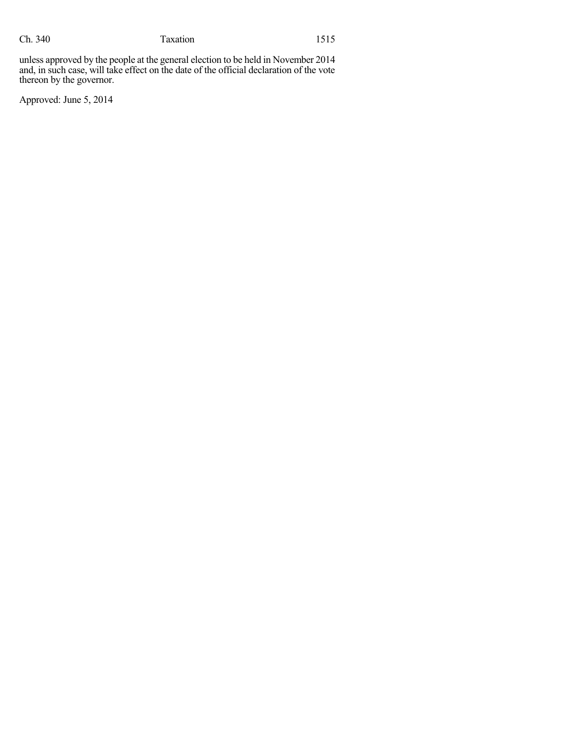unless approved by the people at the general election to be held in November 2014 and, in such case, will take effect on the date of the official declaration of the vote thereon by the governor.

Approved: June 5, 2014